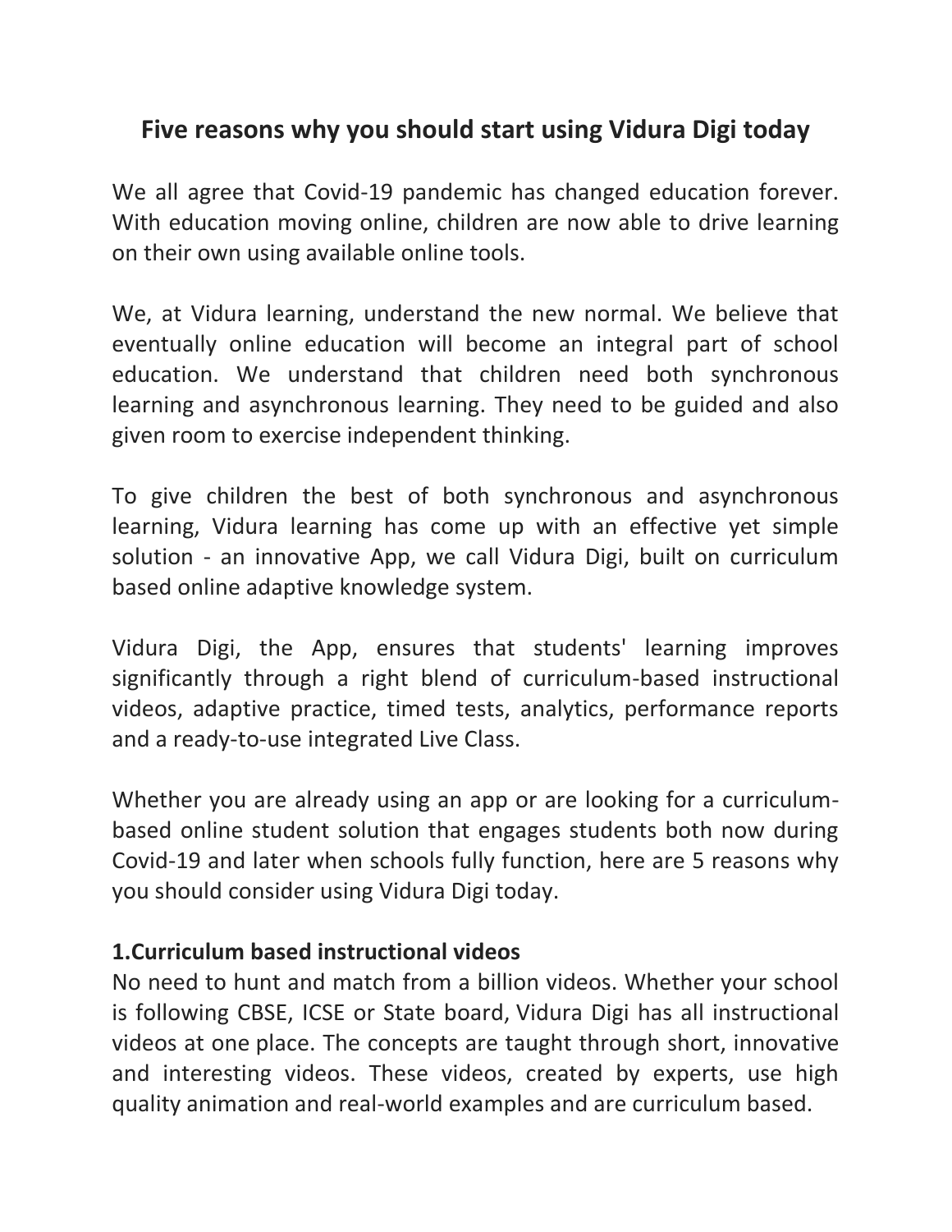# Five reasons why you should start using Vidura Digi today

We all agree that Covid-19 pandemic has changed education forever. With education moving online, children are now able to drive learning on their own using available online tools.

We, at Vidura learning, understand the new normal. We believe that eventually online education will become an integral part of school education. We understand that children need both synchronous learning and asynchronous learning. They need to be guided and also given room to exercise independent thinking.

To give children the best of both synchronous and asynchronous learning, Vidura learning has come up with an effective yet simple solution - an innovative App, we call Vidura Digi, built on curriculum based online adaptive knowledge system.

Vidura Digi, the App, ensures that students' learning improves significantly through a right blend of curriculum-based instructional videos, adaptive practice, timed tests, analytics, performance reports and a ready-to-use integrated Live Class.

Whether you are already using an app or are looking for a curriculum-based online student solution that engages students both now during Covid-19 and later when schools fully function, here are 5 reasons why you should consider using Vidura Digi today.

**1.Curriculum based instructional videos**

No need to hunt and match from a billion videos. Whether your school is following CBSE, ICSE or State board, Vidura Digi has all instructional videos at one place. The concepts are taught through short, innovative and interesting videos. These videos, created by experts, use high quality animation and real-world examples and are curriculum based.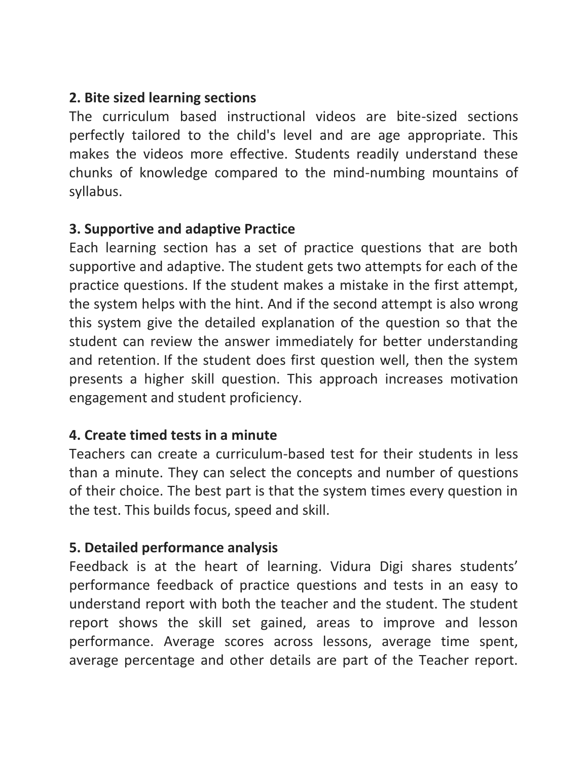**2. Bite sized learning sections**

The curriculum based instructional videos are bite-sized sections perfectly tailored to the child's level and are age appropriate. This makes the videos more effective. Students readily understand these chunks of knowledge compared to the mind-numbing mountains of syllabus.

**3. Supportive and adaptive Practice**

Each learning section has a set of practice questions that are both supportive and adaptive. The student gets two attempts for each of the practice questions. If the student makes a mistake in the first attempt, the system helps with the hint. And if the second attempt is also wrong this system give the detailed explanation of the question so that the student can review the answer immediately for better understanding and retention. If the student does first question well, then the system presents a higher skill question. This approach increases motivation engagement and student proficiency.

**4. Create timed tests in a minute**

Teachers can create a curriculum-based test for their students in less than a minute. They can select the concepts and number of questions of their choice. The best part is that the system times every question in the test. This builds focus, speed and skill.

**5. Detailed performance analysis**

Feedback is at the heart of learning. Vidura Digi shares students' performance feedback of practice questions and tests in an easy to understand report with both the teacher and the student. The student report shows the skill set gained, areas to improve and lesson performance. Average scores across lessons, average time spent, average percentage and other details are part of the Teacher report.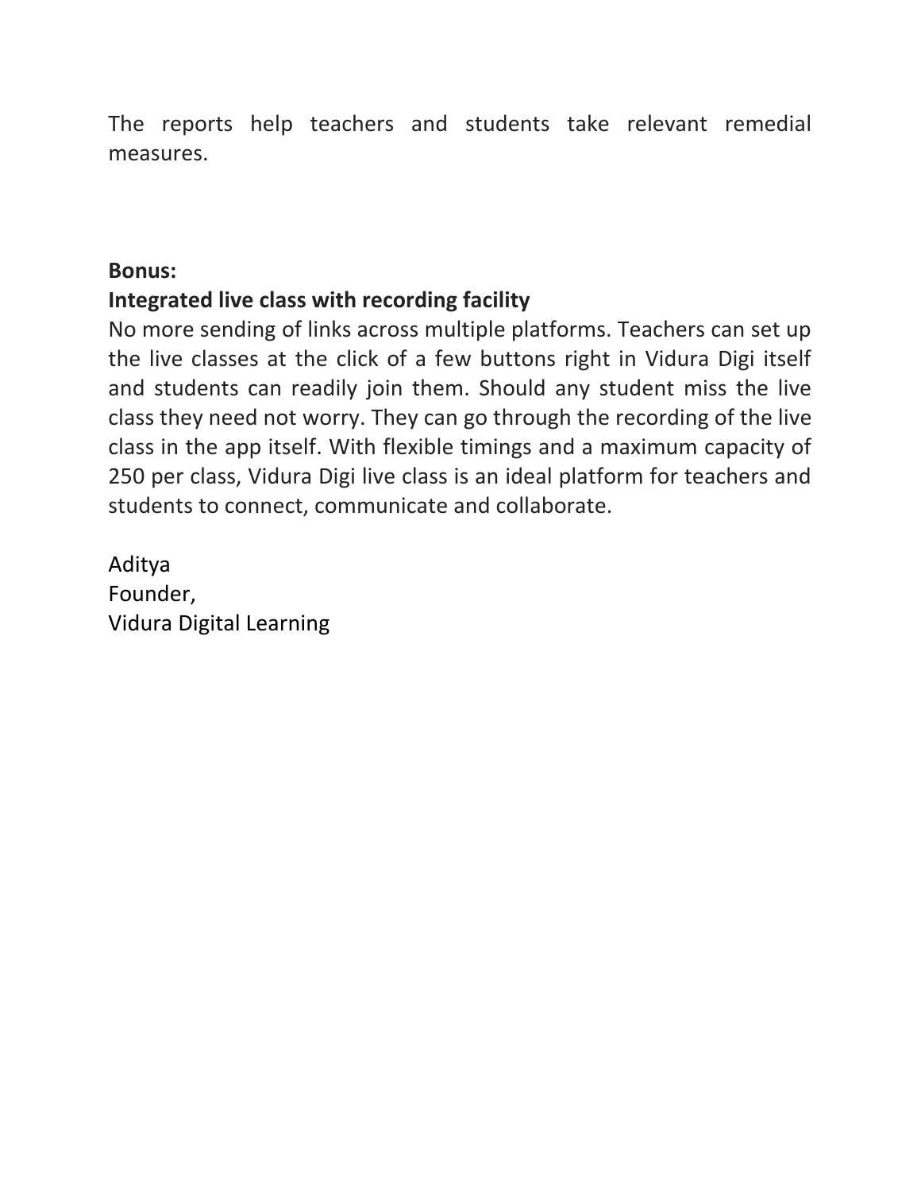The reports help teachers and students take relevant remedial measures.

**Bonus:**

**Integrated live class with recording facility**

No more sending of links across multiple platforms. Teachers can set up the live classes at the click of a few buttons right in Vidura Digi itself and students can readily join them. Should any student miss the live class they need not worry. They can go through the recording of the live class in the app itself. With flexible timings and a maximum capacity of 250 per class, Vidura Digi live class is an ideal platform for teachers and students to connect, communicate and collaborate.

Aditya  
Founder,  
Vidura Digital Learning